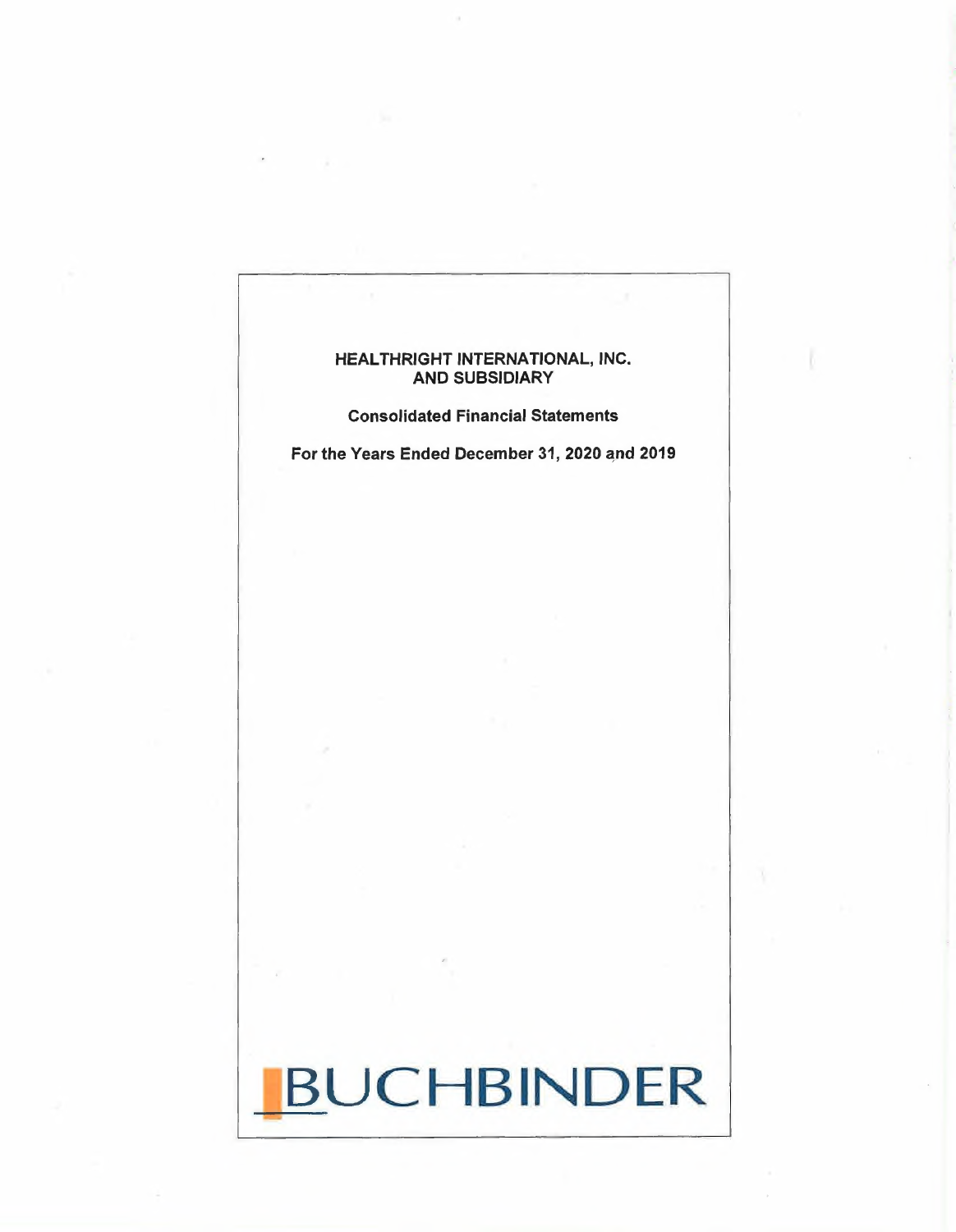# HEALTHRIGHT INTERNATIONAL, INC.
# AND SUBSIDIARY

**Consolidated Financial Statements**

**For the Years Ended December 31, 2020 and 2019**

BUCHBINDER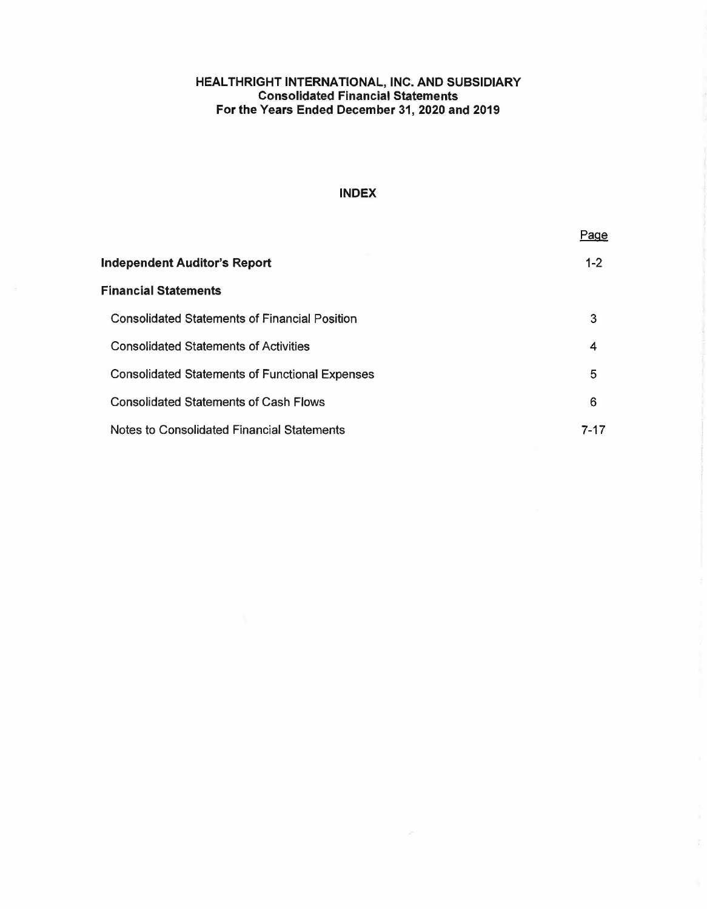# HEALTHRIGHT INTERNATIONAL, INC. AND SUBSIDIARY
## Consolidated Financial Statements
## For the Years Ended December 31, 2020 and 2019

### INDEX

| | Page |
|---|---|
| **Independent Auditor's Report** | 1-2 |
| **Financial Statements** | |
| Consolidated Statements of Financial Position | 3 |
| Consolidated Statements of Activities | 4 |
| Consolidated Statements of Functional Expenses | 5 |
| Consolidated Statements of Cash Flows | 6 |
| Notes to Consolidated Financial Statements | 7-17 |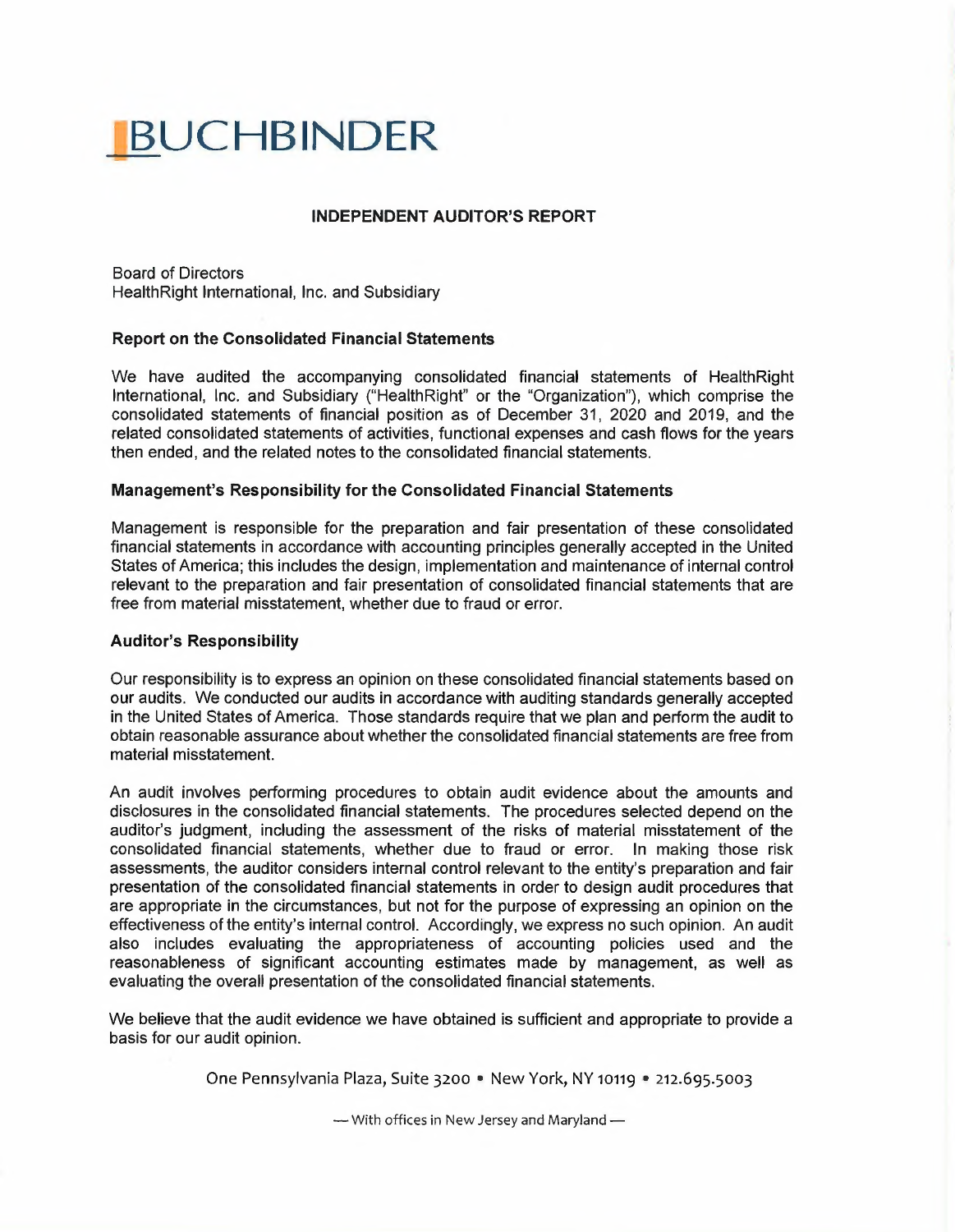# BUCHBINDER

## INDEPENDENT AUDITOR'S REPORT

Board of Directors
HealthRight International, Inc. and Subsidiary

### Report on the Consolidated Financial Statements

We have audited the accompanying consolidated financial statements of HealthRight International, Inc. and Subsidiary ("HealthRight" or the "Organization"), which comprise the consolidated statements of financial position as of December 31, 2020 and 2019, and the related consolidated statements of activities, functional expenses and cash flows for the years then ended, and the related notes to the consolidated financial statements.

### Management's Responsibility for the Consolidated Financial Statements

Management is responsible for the preparation and fair presentation of these consolidated financial statements in accordance with accounting principles generally accepted in the United States of America; this includes the design, implementation and maintenance of internal control relevant to the preparation and fair presentation of consolidated financial statements that are free from material misstatement, whether due to fraud or error.

### Auditor's Responsibility

Our responsibility is to express an opinion on these consolidated financial statements based on our audits. We conducted our audits in accordance with auditing standards generally accepted in the United States of America. Those standards require that we plan and perform the audit to obtain reasonable assurance about whether the consolidated financial statements are free from material misstatement.

An audit involves performing procedures to obtain audit evidence about the amounts and disclosures in the consolidated financial statements. The procedures selected depend on the auditor's judgment, including the assessment of the risks of material misstatement of the consolidated financial statements, whether due to fraud or error. In making those risk assessments, the auditor considers internal control relevant to the entity's preparation and fair presentation of the consolidated financial statements in order to design audit procedures that are appropriate in the circumstances, but not for the purpose of expressing an opinion on the effectiveness of the entity's internal control. Accordingly, we express no such opinion. An audit also includes evaluating the appropriateness of accounting policies used and the reasonableness of significant accounting estimates made by management, as well as evaluating the overall presentation of the consolidated financial statements.

We believe that the audit evidence we have obtained is sufficient and appropriate to provide a basis for our audit opinion.

One Pennsylvania Plaza, Suite 3200 • New York, NY 10119 • 212.695.5003

— With offices in New Jersey and Maryland —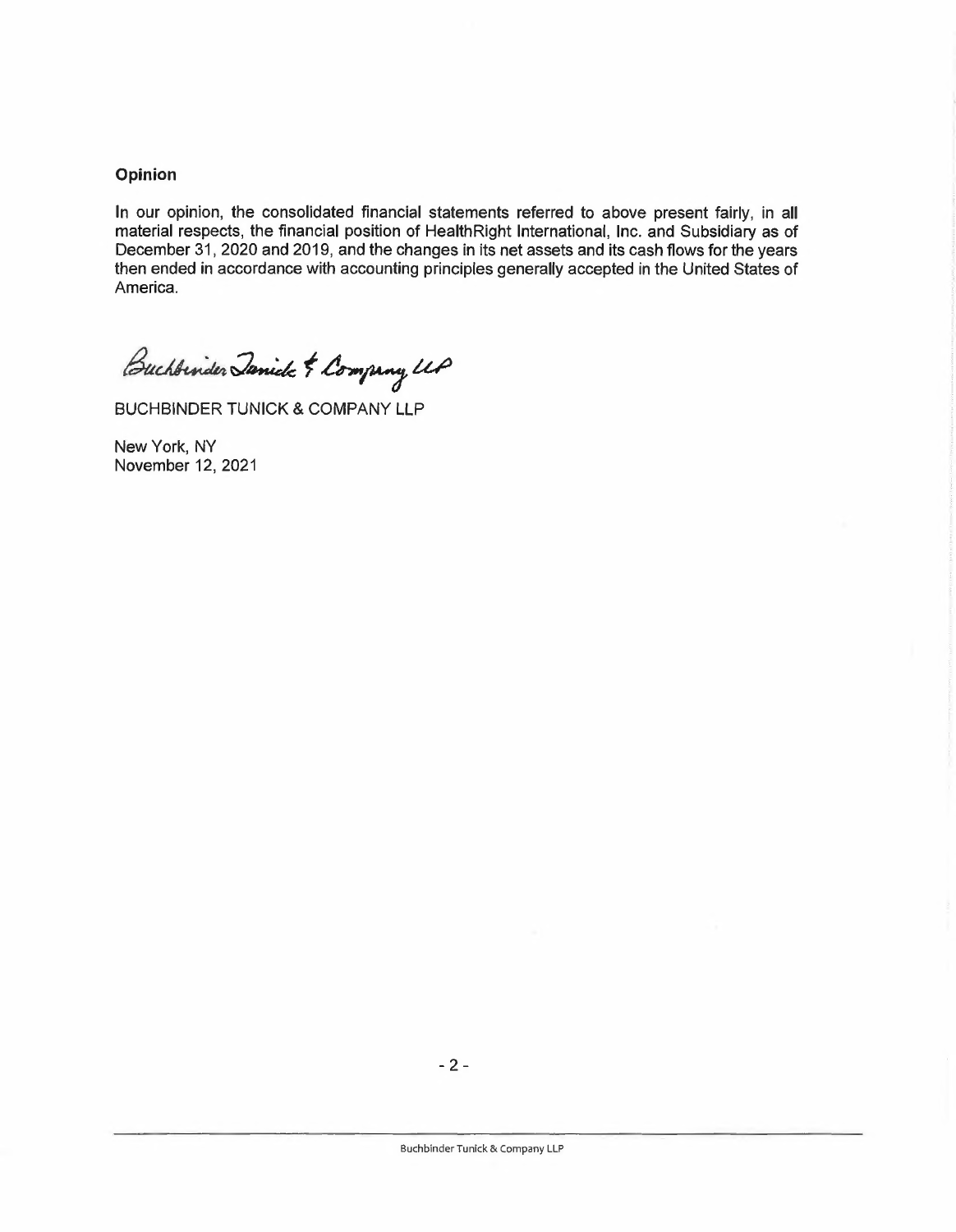**Opinion**

In our opinion, the consolidated financial statements referred to above present fairly, in all material respects, the financial position of HealthRight International, Inc. and Subsidiary as of December 31, 2020 and 2019, and the changes in its net assets and its cash flows for the years then ended in accordance with accounting principles generally accepted in the United States of America.

Buchbinder Tunick & Company LLP

BUCHBINDER TUNICK & COMPANY LLP

New York, NY
November 12, 2021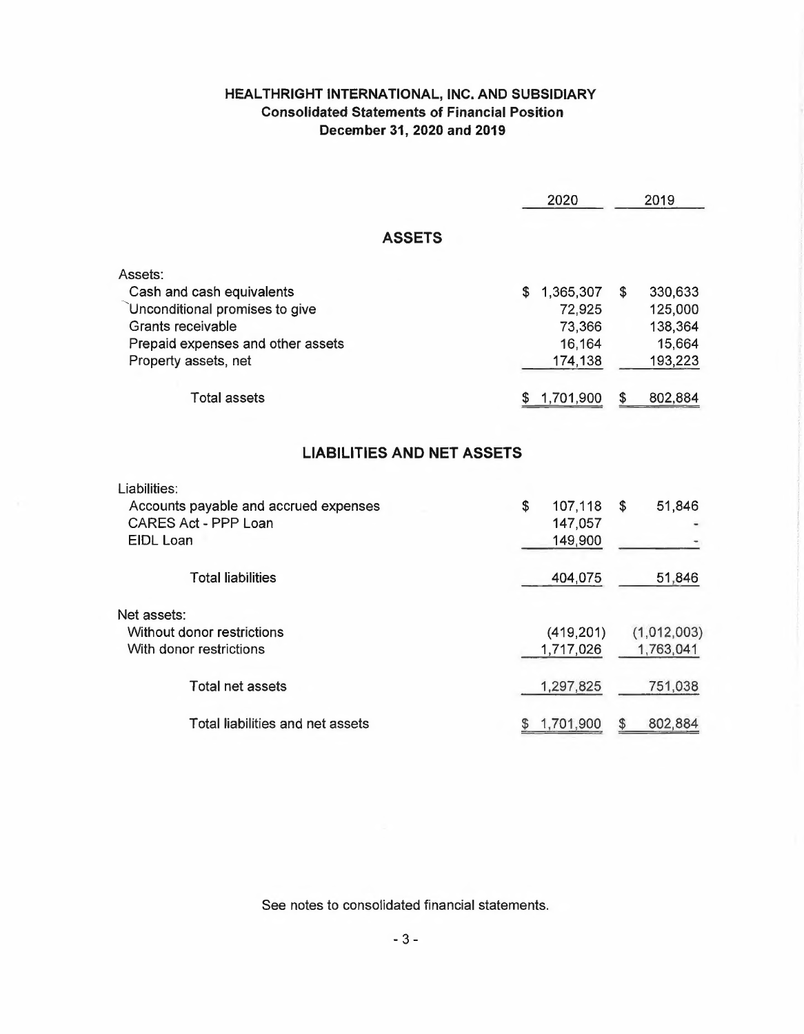# HEALTHRIGHT INTERNATIONAL, INC. AND SUBSIDIARY
## Consolidated Statements of Financial Position
### December 31, 2020 and 2019

| | 2020 | 2019 |
|---|---|---|
| **ASSETS** | | |
| Assets: | | |
| Cash and cash equivalents | $ 1,365,307 | $ 330,633 |
| Unconditional promises to give | 72,925 | 125,000 |
| Grants receivable | 73,366 | 138,364 |
| Prepaid expenses and other assets | 16,164 | 15,664 |
| Property assets, net | 174,138 | 193,223 |
| Total assets | $ 1,701,900 | $ 802,884 |
| **LIABILITIES AND NET ASSETS** | | |
| Liabilities: | | |
| Accounts payable and accrued expenses | $ 107,118 | $ 51,846 |
| CARES Act - PPP Loan | 147,057 | - |
| EIDL Loan | 149,900 | - |
| Total liabilities | 404,075 | 51,846 |
| Net assets: | | |
| Without donor restrictions | (419,201) | (1,012,003) |
| With donor restrictions | 1,717,026 | 1,763,041 |
| Total net assets | 1,297,825 | 751,038 |
| Total liabilities and net assets | $ 1,701,900 | $ 802,884 |

See notes to consolidated financial statements.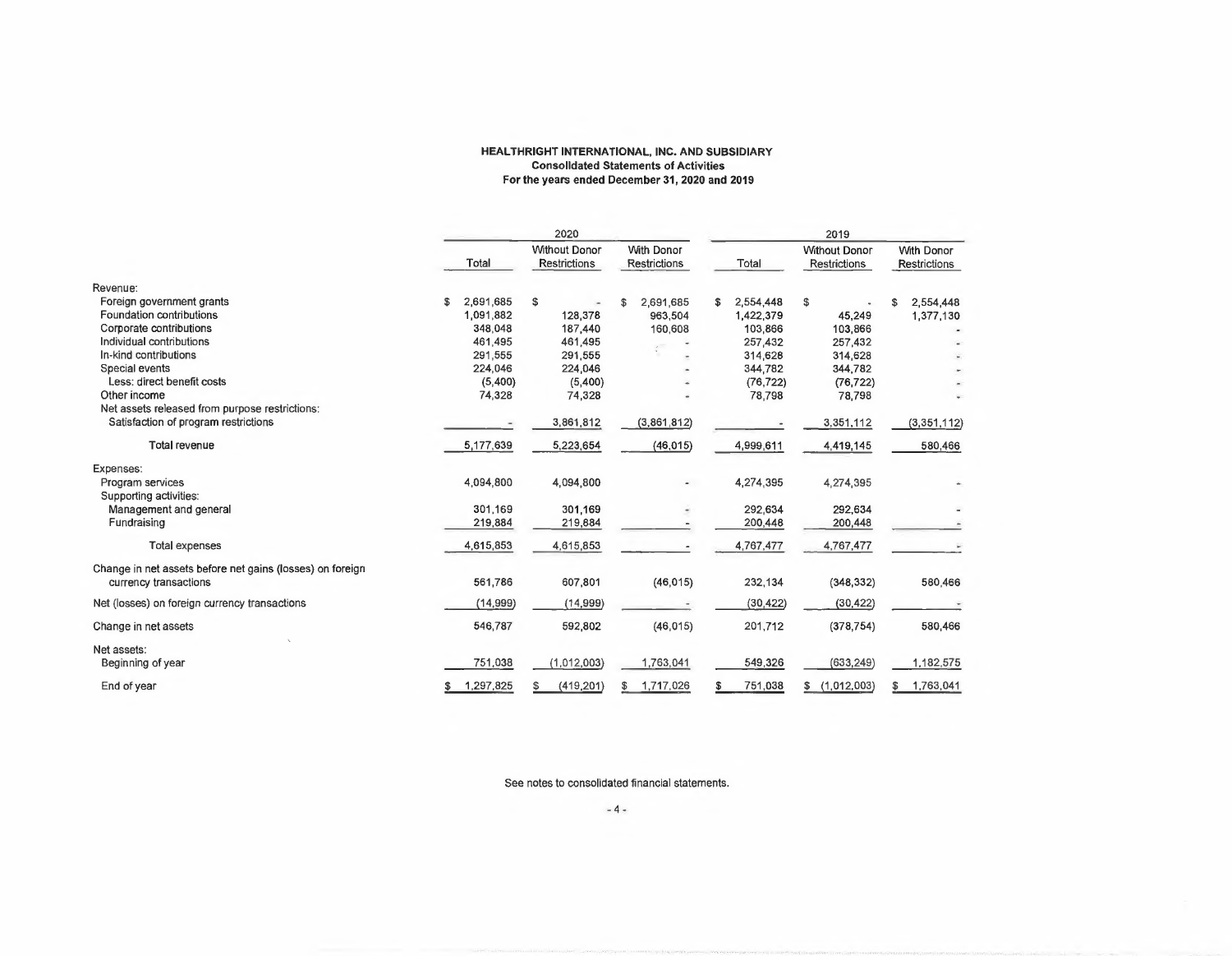**HEALTHRIGHT INTERNATIONAL, INC. AND SUBSIDIARY**
**Consolidated Statements of Activities**
**For the years ended December 31, 2020 and 2019**

| | 2020 | | | 2019 | | |
|---|---|---|---|---|---|---|
| | Total | Without Donor Restrictions | With Donor Restrictions | Total | Without Donor Restrictions | With Donor Restrictions |
| Revenue: | | | | | | |
| Foreign government grants | $ 2,691,685 | $ - | $ 2,691,685 | $ 2,554,448 | $ - | $ 2,554,448 |
| Foundation contributions | 1,091,882 | 128,378 | 963,504 | 1,422,379 | 45,249 | 1,377,130 |
| Corporate contributions | 348,048 | 187,440 | 160,608 | 103,866 | 103,866 | - |
| Individual contributions | 461,495 | 461,495 | - | 257,432 | 257,432 | - |
| In-kind contributions | 291,555 | 291,555 | - | 314,628 | 314,628 | - |
| Special events | 224,046 | 224,046 | - | 344,782 | 344,782 | - |
| Less: direct benefit costs | (5,400) | (5,400) | - | (76,722) | (76,722) | - |
| Other income | 74,328 | 74,328 | - | 78,798 | 78,798 | - |
| Net assets released from purpose restrictions: | | | | | | |
| Satisfaction of program restrictions | - | 3,861,812 | (3,861,812) | - | 3,351,112 | (3,351,112) |
| Total revenue | 5,177,639 | 5,223,654 | (46,015) | 4,999,611 | 4,419,145 | 580,466 |
| Expenses: | | | | | | |
| Program services | 4,094,800 | 4,094,800 | - | 4,274,395 | 4,274,395 | - |
| Supporting activities: | | | | | | |
| Management and general | 301,169 | 301,169 | - | 292,634 | 292,634 | - |
| Fundraising | 219,884 | 219,884 | - | 200,448 | 200,448 | - |
| Total expenses | 4,615,853 | 4,615,853 | - | 4,767,477 | 4,767,477 | - |
| Change in net assets before net gains (losses) on foreign currency transactions | 561,786 | 607,801 | (46,015) | 232,134 | (348,332) | 580,466 |
| Net (losses) on foreign currency transactions | (14,999) | (14,999) | - | (30,422) | (30,422) | - |
| Change in net assets | 546,787 | 592,802 | (46,015) | 201,712 | (378,754) | 580,466 |
| Net assets: | | | | | | |
| Beginning of year | 751,038 | (1,012,003) | 1,763,041 | 549,326 | (633,249) | 1,182,575 |
| End of year | $ 1,297,825 | $ (419,201) | $ 1,717,026 | $ 751,038 | $ (1,012,003) | $ 1,763,041 |

See notes to consolidated financial statements.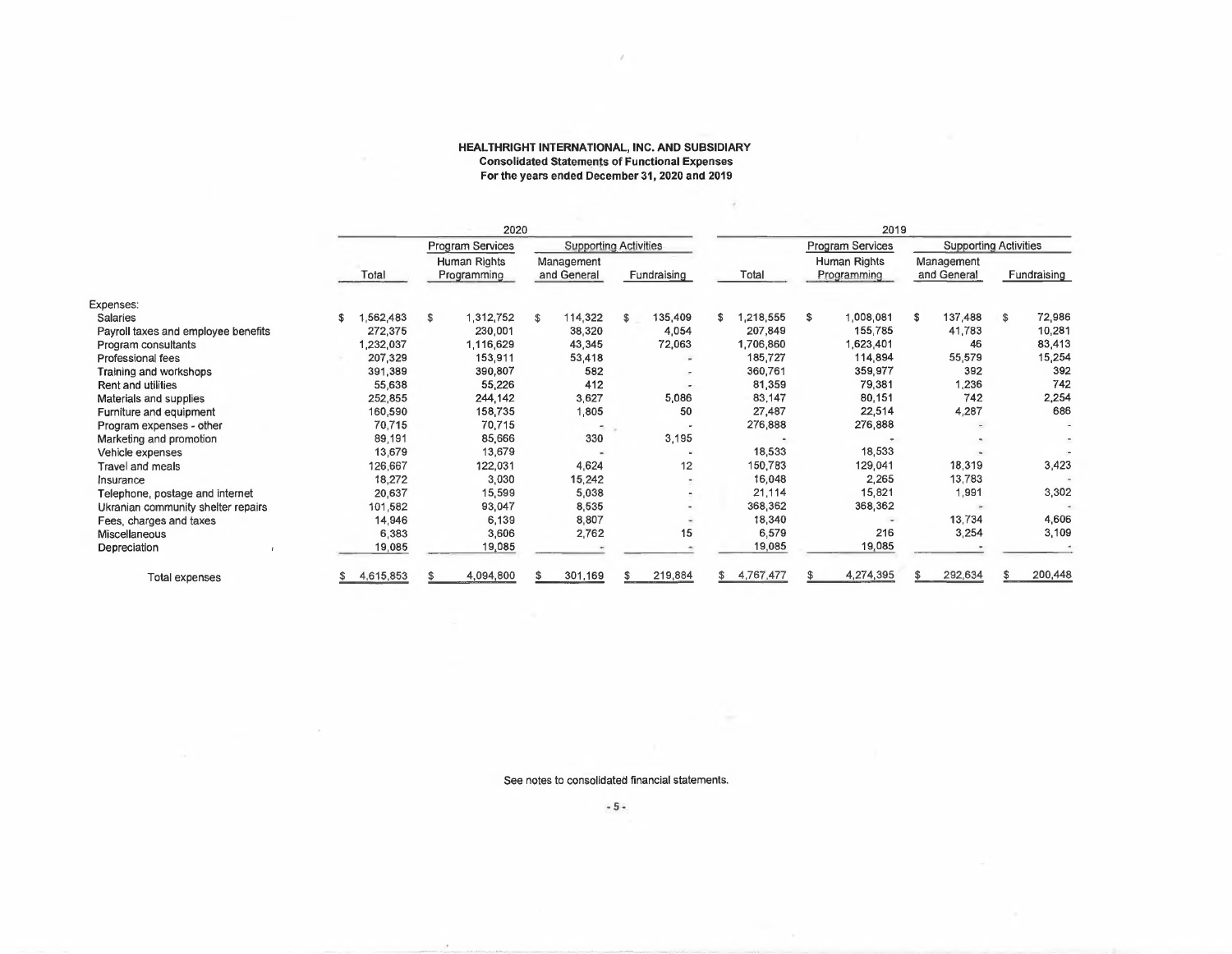# HEALTHRIGHT INTERNATIONAL, INC. AND SUBSIDIARY

## Consolidated Statements of Functional Expenses

### For the years ended December 31, 2020 and 2019

| | 2020 | | | | 2019 | | | |
|---|---|---|---|---|---|---|---|---|
| | | Program Services | Supporting Activities | | | Program Services | Supporting Activities | |
| | Total | Human Rights Programming | Management and General | Fundraising | Total | Human Rights Programming | Management and General | Fundraising |
| Expenses: | | | | | | | | |
| Salaries | $ 1,562,483 | $ 1,312,752 | $ 114,322 | $ 135,409 | $ 1,218,555 | $ 1,008,081 | $ 137,488 | $ 72,986 |
| Payroll taxes and employee benefits | 272,375 | 230,001 | 38,320 | 4,054 | 207,849 | 155,785 | 41,783 | 10,281 |
| Program consultants | 1,232,037 | 1,116,629 | 43,345 | 72,063 | 1,706,860 | 1,623,401 | 46 | 83,413 |
| Professional fees | 207,329 | 153,911 | 53,418 | - | 185,727 | 114,894 | 55,579 | 15,254 |
| Training and workshops | 391,389 | 390,807 | 582 | - | 360,761 | 359,977 | 392 | 392 |
| Rent and utilities | 55,638 | 55,226 | 412 | - | 81,359 | 79,381 | 1,236 | 742 |
| Materials and supplies | 252,855 | 244,142 | 3,627 | 5,086 | 83,147 | 80,151 | 742 | 2,254 |
| Furniture and equipment | 160,590 | 158,735 | 1,805 | 50 | 27,487 | 22,514 | 4,287 | 686 |
| Program expenses - other | 70,715 | 70,715 | - | - | 276,888 | 276,888 | - | - |
| Marketing and promotion | 89,191 | 85,666 | 330 | 3,195 | - | - | - | - |
| Vehicle expenses | 13,679 | 13,679 | - | - | 18,533 | 18,533 | - | - |
| Travel and meals | 126,667 | 122,031 | 4,624 | 12 | 150,783 | 129,041 | 18,319 | 3,423 |
| Insurance | 18,272 | 3,030 | 15,242 | - | 16,048 | 2,265 | 13,783 | - |
| Telephone, postage and internet | 20,637 | 15,599 | 5,038 | - | 21,114 | 15,821 | 1,991 | 3,302 |
| Ukranian community shelter repairs | 101,582 | 93,047 | 8,535 | - | 368,362 | 368,362 | - | - |
| Fees, charges and taxes | 14,946 | 6,139 | 8,807 | - | 18,340 | - | 13,734 | 4,606 |
| Miscellaneous | 6,383 | 3,606 | 2,762 | 15 | 6,579 | 216 | 3,254 | 3,109 |
| Depreciation | 19,085 | 19,085 | - | - | 19,085 | 19,085 | - | - |
| Total expenses | $ 4,615,853 | $ 4,094,800 | $ 301,169 | $ 219,884 | $ 4,767,477 | $ 4,274,395 | $ 292,634 | $ 200,448 |

See notes to consolidated financial statements.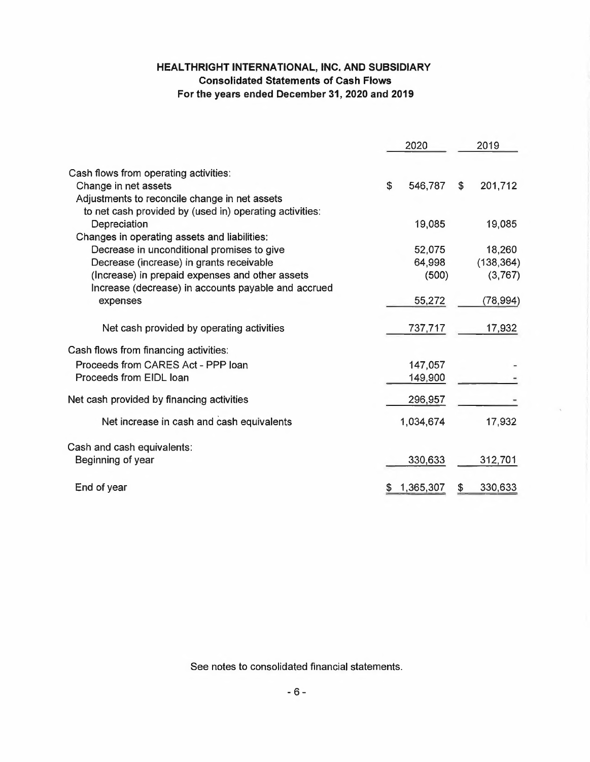# HEALTHRIGHT INTERNATIONAL, INC. AND SUBSIDIARY

## Consolidated Statements of Cash Flows

### For the years ended December 31, 2020 and 2019

| | 2020 | 2019 |
|---|---|---|
| Cash flows from operating activities: | | |
| Change in net assets | $ 546,787 | $ 201,712 |
| Adjustments to reconcile change in net assets to net cash provided by (used in) operating activities: | | |
| Depreciation | 19,085 | 19,085 |
| Changes in operating assets and liabilities: | | |
| Decrease in unconditional promises to give | 52,075 | 18,260 |
| Decrease (increase) in grants receivable | 64,998 | (138,364) |
| (Increase) in prepaid expenses and other assets | (500) | (3,767) |
| Increase (decrease) in accounts payable and accrued expenses | 55,272 | (78,994) |
| Net cash provided by operating activities | 737,717 | 17,932 |
| Cash flows from financing activities: | | |
| Proceeds from CARES Act - PPP loan | 147,057 | - |
| Proceeds from EIDL loan | 149,900 | - |
| Net cash provided by financing activities | 296,957 | - |
| Net increase in cash and cash equivalents | 1,034,674 | 17,932 |
| Cash and cash equivalents: | | |
| Beginning of year | 330,633 | 312,701 |
| End of year | $ 1,365,307 | $ 330,633 |

See notes to consolidated financial statements.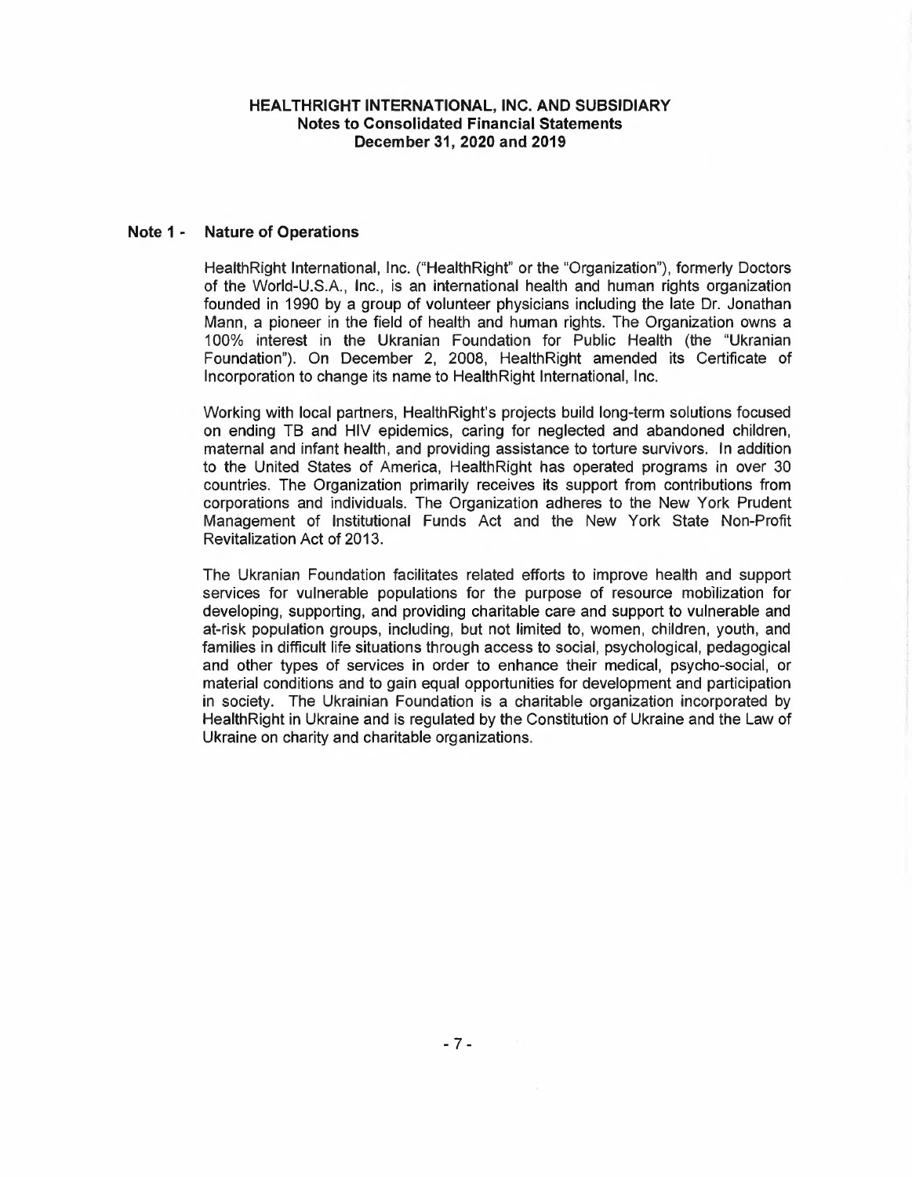# HEALTHRIGHT INTERNATIONAL, INC. AND SUBSIDIARY
## Notes to Consolidated Financial Statements
## December 31, 2020 and 2019

### Note 1 - Nature of Operations

HealthRight International, Inc. ("HealthRight" or the "Organization"), formerly Doctors of the World-U.S.A., Inc., is an international health and human rights organization founded in 1990 by a group of volunteer physicians including the late Dr. Jonathan Mann, a pioneer in the field of health and human rights. The Organization owns a 100% interest in the Ukranian Foundation for Public Health (the "Ukranian Foundation"). On December 2, 2008, HealthRight amended its Certificate of Incorporation to change its name to HealthRight International, Inc.

Working with local partners, HealthRight's projects build long-term solutions focused on ending TB and HIV epidemics, caring for neglected and abandoned children, maternal and infant health, and providing assistance to torture survivors. In addition to the United States of America, HealthRight has operated programs in over 30 countries. The Organization primarily receives its support from contributions from corporations and individuals. The Organization adheres to the New York Prudent Management of Institutional Funds Act and the New York State Non-Profit Revitalization Act of 2013.

The Ukranian Foundation facilitates related efforts to improve health and support services for vulnerable populations for the purpose of resource mobilization for developing, supporting, and providing charitable care and support to vulnerable and at-risk population groups, including, but not limited to, women, children, youth, and families in difficult life situations through access to social, psychological, pedagogical and other types of services in order to enhance their medical, psycho-social, or material conditions and to gain equal opportunities for development and participation in society. The Ukrainian Foundation is a charitable organization incorporated by HealthRight in Ukraine and is regulated by the Constitution of Ukraine and the Law of Ukraine on charity and charitable organizations.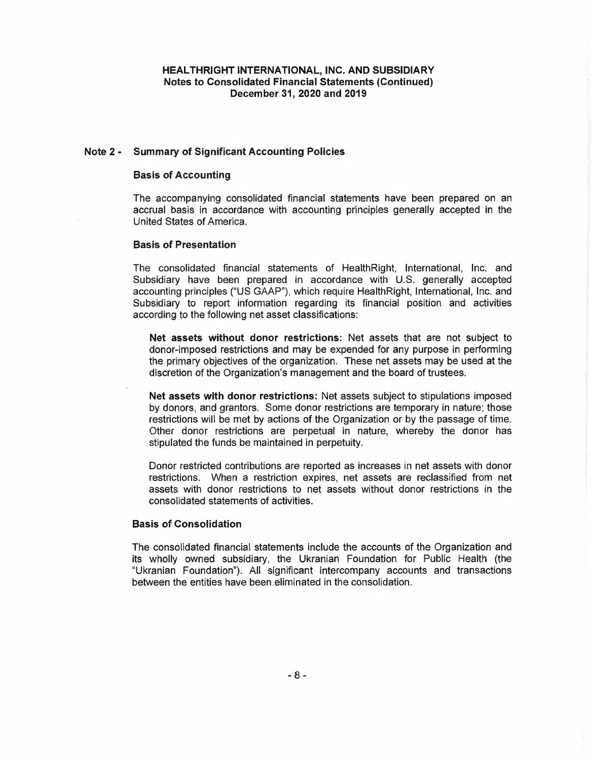## Note 2 - Summary of Significant Accounting Policies

### Basis of Accounting

The accompanying consolidated financial statements have been prepared on an accrual basis in accordance with accounting principles generally accepted in the United States of America.

### Basis of Presentation

The consolidated financial statements of HealthRight, International, Inc. and Subsidiary have been prepared in accordance with U.S. generally accepted accounting principles ("US GAAP"), which require HealthRight, International, Inc. and Subsidiary to report information regarding its financial position and activities according to the following net asset classifications:

**Net assets without donor restrictions:** Net assets that are not subject to donor-imposed restrictions and may be expended for any purpose in performing the primary objectives of the organization. These net assets may be used at the discretion of the Organization's management and the board of trustees.

**Net assets with donor restrictions:** Net assets subject to stipulations imposed by donors, and grantors. Some donor restrictions are temporary in nature; those restrictions will be met by actions of the Organization or by the passage of time. Other donor restrictions are perpetual in nature, whereby the donor has stipulated the funds be maintained in perpetuity.

Donor restricted contributions are reported as increases in net assets with donor restrictions. When a restriction expires, net assets are reclassified from net assets with donor restrictions to net assets without donor restrictions in the consolidated statements of activities.

### Basis of Consolidation

The consolidated financial statements include the accounts of the Organization and its wholly owned subsidiary, the Ukranian Foundation for Public Health (the "Ukranian Foundation"). All significant intercompany accounts and transactions between the entities have been eliminated in the consolidation.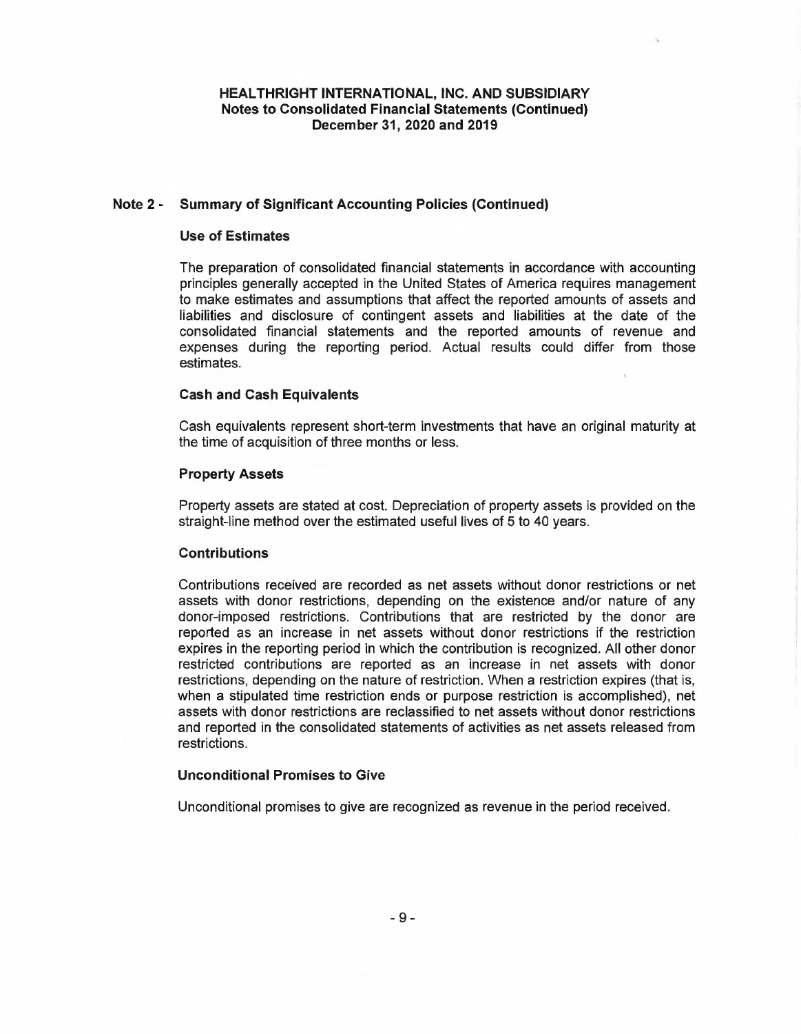## Note 2 - Summary of Significant Accounting Policies (Continued)

### Use of Estimates

The preparation of consolidated financial statements in accordance with accounting principles generally accepted in the United States of America requires management to make estimates and assumptions that affect the reported amounts of assets and liabilities and disclosure of contingent assets and liabilities at the date of the consolidated financial statements and the reported amounts of revenue and expenses during the reporting period. Actual results could differ from those estimates.

### Cash and Cash Equivalents

Cash equivalents represent short-term investments that have an original maturity at the time of acquisition of three months or less.

### Property Assets

Property assets are stated at cost. Depreciation of property assets is provided on the straight-line method over the estimated useful lives of 5 to 40 years.

### Contributions

Contributions received are recorded as net assets without donor restrictions or net assets with donor restrictions, depending on the existence and/or nature of any donor-imposed restrictions. Contributions that are restricted by the donor are reported as an increase in net assets without donor restrictions if the restriction expires in the reporting period in which the contribution is recognized. All other donor restricted contributions are reported as an increase in net assets with donor restrictions, depending on the nature of restriction. When a restriction expires (that is, when a stipulated time restriction ends or purpose restriction is accomplished), net assets with donor restrictions are reclassified to net assets without donor restrictions and reported in the consolidated statements of activities as net assets released from restrictions.

### Unconditional Promises to Give

Unconditional promises to give are recognized as revenue in the period received.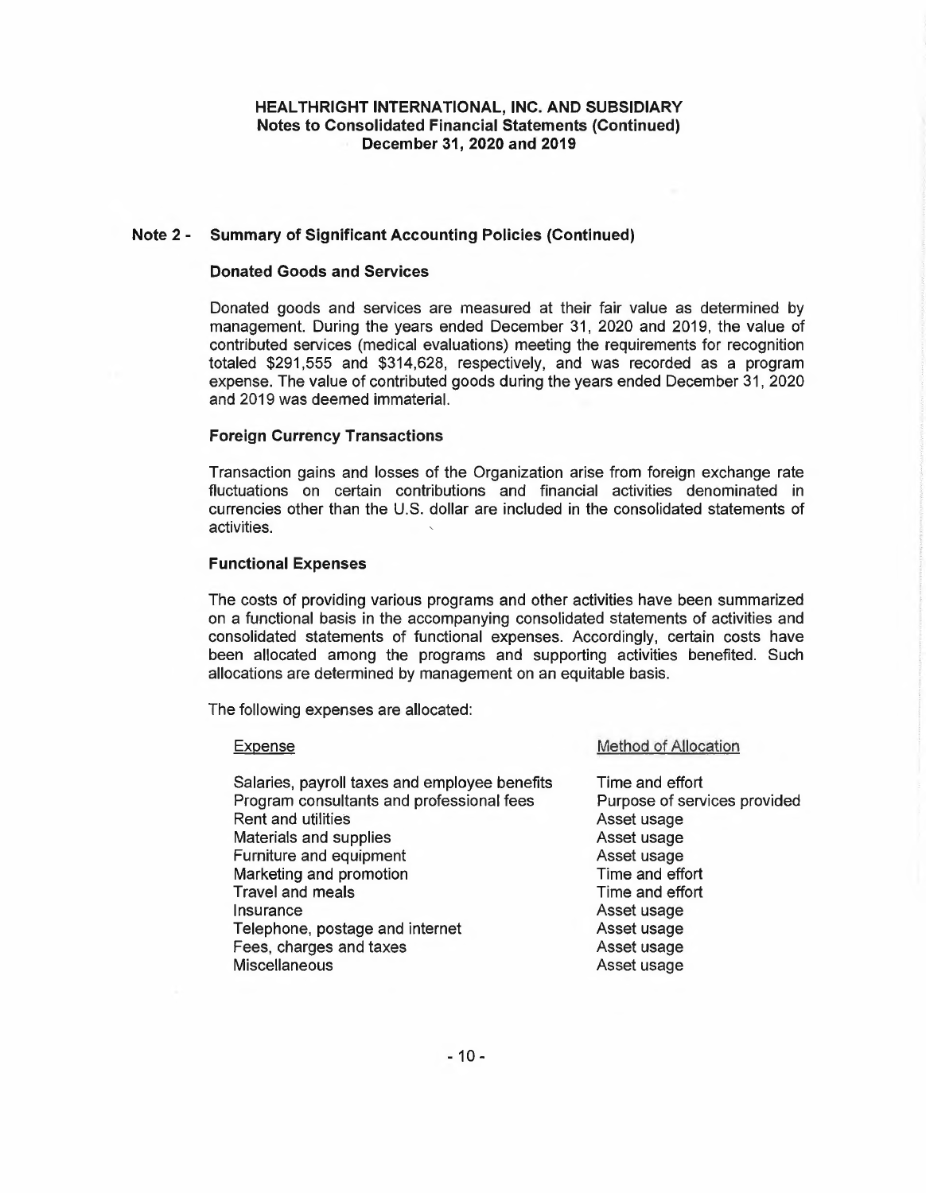## HEALTHRIGHT INTERNATIONAL, INC. AND SUBSIDIARY
### Notes to Consolidated Financial Statements (Continued)
### December 31, 2020 and 2019

## Note 2 - Summary of Significant Accounting Policies (Continued)

### Donated Goods and Services

Donated goods and services are measured at their fair value as determined by management. During the years ended December 31, 2020 and 2019, the value of contributed services (medical evaluations) meeting the requirements for recognition totaled $291,555 and $314,628, respectively, and was recorded as a program expense. The value of contributed goods during the years ended December 31, 2020 and 2019 was deemed immaterial.

### Foreign Currency Transactions

Transaction gains and losses of the Organization arise from foreign exchange rate fluctuations on certain contributions and financial activities denominated in currencies other than the U.S. dollar are included in the consolidated statements of activities.

### Functional Expenses

The costs of providing various programs and other activities have been summarized on a functional basis in the accompanying consolidated statements of activities and consolidated statements of functional expenses. Accordingly, certain costs have been allocated among the programs and supporting activities benefited. Such allocations are determined by management on an equitable basis.

The following expenses are allocated:

| Expense | Method of Allocation |
|---|---|
| Salaries, payroll taxes and employee benefits | Time and effort |
| Program consultants and professional fees | Purpose of services provided |
| Rent and utilities | Asset usage |
| Materials and supplies | Asset usage |
| Furniture and equipment | Asset usage |
| Marketing and promotion | Time and effort |
| Travel and meals | Time and effort |
| Insurance | Asset usage |
| Telephone, postage and internet | Asset usage |
| Fees, charges and taxes | Asset usage |
| Miscellaneous | Asset usage |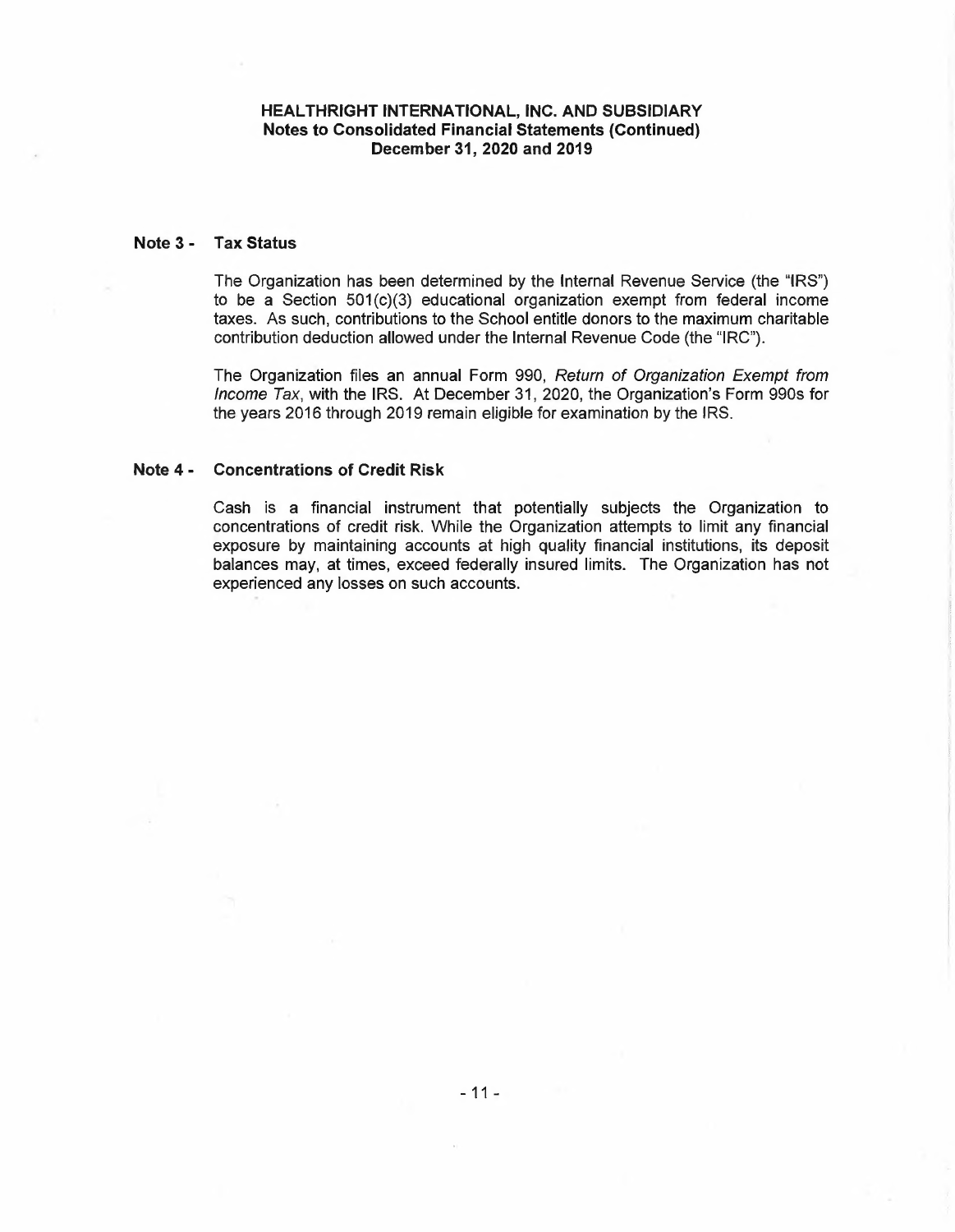**HEALTHRIGHT INTERNATIONAL, INC. AND SUBSIDIARY**
**Notes to Consolidated Financial Statements (Continued)**
**December 31, 2020 and 2019**

## Note 3 - Tax Status

The Organization has been determined by the Internal Revenue Service (the "IRS") to be a Section 501(c)(3) educational organization exempt from federal income taxes. As such, contributions to the School entitle donors to the maximum charitable contribution deduction allowed under the Internal Revenue Code (the "IRC").

The Organization files an annual Form 990, *Return of Organization Exempt from Income Tax*, with the IRS. At December 31, 2020, the Organization's Form 990s for the years 2016 through 2019 remain eligible for examination by the IRS.

## Note 4 - Concentrations of Credit Risk

Cash is a financial instrument that potentially subjects the Organization to concentrations of credit risk. While the Organization attempts to limit any financial exposure by maintaining accounts at high quality financial institutions, its deposit balances may, at times, exceed federally insured limits. The Organization has not experienced any losses on such accounts.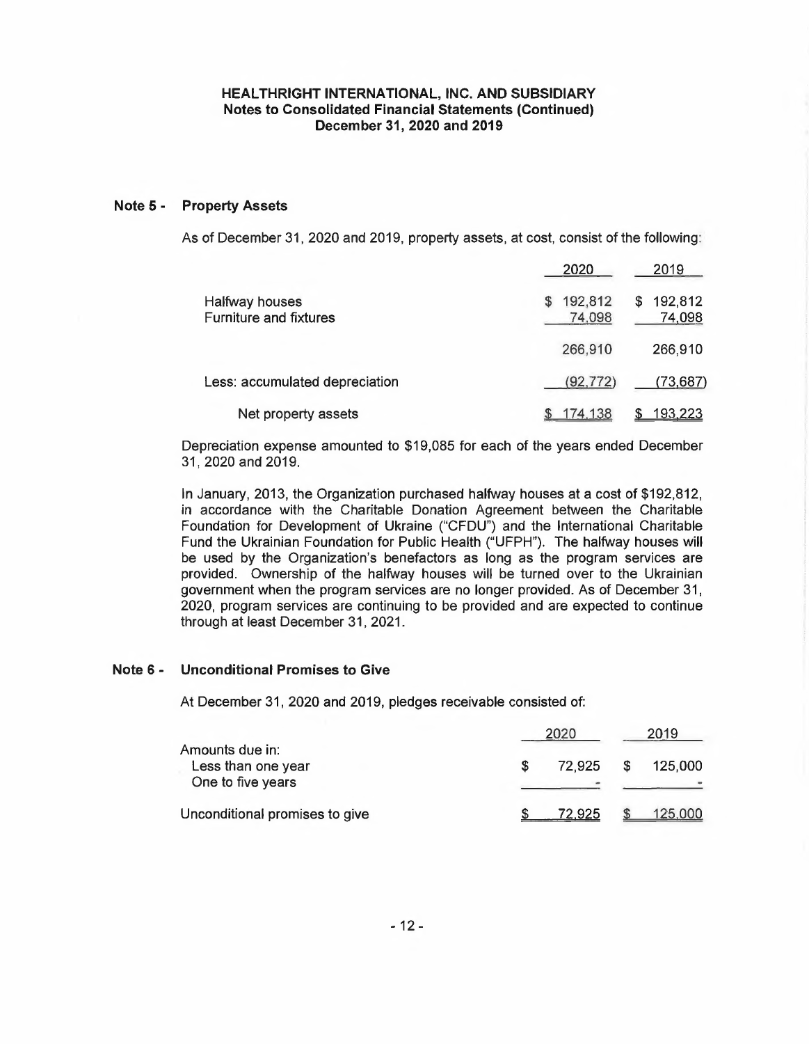**HEALTHRIGHT INTERNATIONAL, INC. AND SUBSIDIARY**
**Notes to Consolidated Financial Statements (Continued)**
**December 31, 2020 and 2019**

## Note 5 - Property Assets

As of December 31, 2020 and 2019, property assets, at cost, consist of the following:

| | 2020 | 2019 |
|---|---|---|
| Halfway houses | $ 192,812 | $ 192,812 |
| Furniture and fixtures | 74,098 | 74,098 |
| | 266,910 | 266,910 |
| Less: accumulated depreciation | (92,772) | (73,687) |
| Net property assets | $ 174,138 | $ 193,223 |

Depreciation expense amounted to $19,085 for each of the years ended December 31, 2020 and 2019.

In January, 2013, the Organization purchased halfway houses at a cost of $192,812, in accordance with the Charitable Donation Agreement between the Charitable Foundation for Development of Ukraine ("CFDU") and the International Charitable Fund the Ukrainian Foundation for Public Health ("UFPH"). The halfway houses will be used by the Organization's benefactors as long as the program services are provided. Ownership of the halfway houses will be turned over to the Ukrainian government when the program services are no longer provided. As of December 31, 2020, program services are continuing to be provided and are expected to continue through at least December 31, 2021.

## Note 6 - Unconditional Promises to Give

At December 31, 2020 and 2019, pledges receivable consisted of:

| | 2020 | 2019 |
|---|---|---|
| Amounts due in: | | |
| Less than one year | $ 72,925 | $ 125,000 |
| One to five years | - | - |
| Unconditional promises to give | $ 72,925 | $ 125,000 |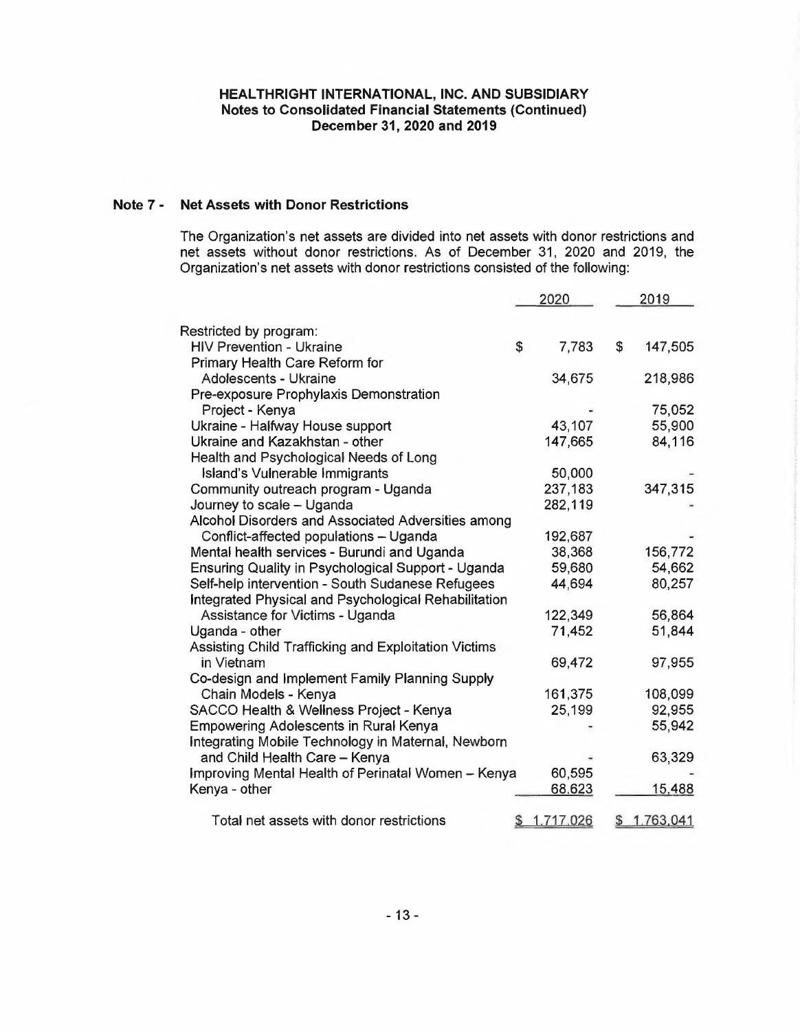**HEALTHRIGHT INTERNATIONAL, INC. AND SUBSIDIARY**
**Notes to Consolidated Financial Statements (Continued)**
**December 31, 2020 and 2019**

## Note 7 - Net Assets with Donor Restrictions

The Organization's net assets are divided into net assets with donor restrictions and net assets without donor restrictions. As of December 31, 2020 and 2019, the Organization's net assets with donor restrictions consisted of the following:

| | 2020 | 2019 |
|---|---|---|
| Restricted by program: | | |
| HIV Prevention - Ukraine | $ 7,783 | $ 147,505 |
| Primary Health Care Reform for Adolescents - Ukraine | 34,675 | 218,986 |
| Pre-exposure Prophylaxis Demonstration Project - Kenya | - | 75,052 |
| Ukraine - Halfway House support | 43,107 | 55,900 |
| Ukraine and Kazakhstan - other | 147,665 | 84,116 |
| Health and Psychological Needs of Long Island's Vulnerable Immigrants | 50,000 | - |
| Community outreach program - Uganda | 237,183 | 347,315 |
| Journey to scale – Uganda | 282,119 | - |
| Alcohol Disorders and Associated Adversities among Conflict-affected populations – Uganda | 192,687 | - |
| Mental health services - Burundi and Uganda | 38,368 | 156,772 |
| Ensuring Quality in Psychological Support - Uganda | 59,680 | 54,662 |
| Self-help intervention - South Sudanese Refugees | 44,694 | 80,257 |
| Integrated Physical and Psychological Rehabilitation Assistance for Victims - Uganda | 122,349 | 56,864 |
| Uganda - other | 71,452 | 51,844 |
| Assisting Child Trafficking and Exploitation Victims in Vietnam | 69,472 | 97,955 |
| Co-design and Implement Family Planning Supply Chain Models - Kenya | 161,375 | 108,099 |
| SACCO Health & Wellness Project - Kenya | 25,199 | 92,955 |
| Empowering Adolescents in Rural Kenya | - | 55,942 |
| Integrating Mobile Technology in Maternal, Newborn and Child Health Care – Kenya | - | 63,329 |
| Improving Mental Health of Perinatal Women – Kenya | 60,595 | - |
| Kenya - other | 68,623 | 15,488 |
| Total net assets with donor restrictions | $ 1,717,026 | $ 1,763,041 |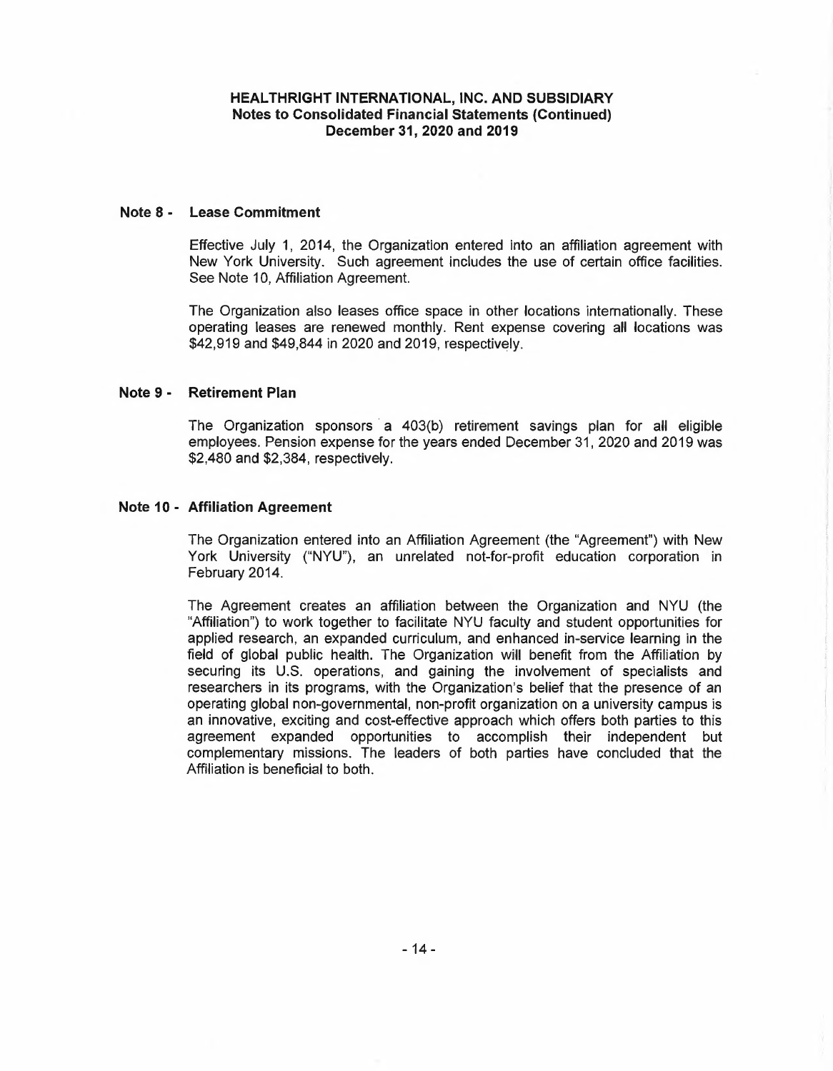## Note 8 - Lease Commitment

Effective July 1, 2014, the Organization entered into an affiliation agreement with New York University. Such agreement includes the use of certain office facilities. See Note 10, Affiliation Agreement.

The Organization also leases office space in other locations internationally. These operating leases are renewed monthly. Rent expense covering all locations was $42,919 and $49,844 in 2020 and 2019, respectively.

## Note 9 - Retirement Plan

The Organization sponsors a 403(b) retirement savings plan for all eligible employees. Pension expense for the years ended December 31, 2020 and 2019 was $2,480 and $2,384, respectively.

## Note 10 - Affiliation Agreement

The Organization entered into an Affiliation Agreement (the "Agreement") with New York University ("NYU"), an unrelated not-for-profit education corporation in February 2014.

The Agreement creates an affiliation between the Organization and NYU (the "Affiliation") to work together to facilitate NYU faculty and student opportunities for applied research, an expanded curriculum, and enhanced in-service learning in the field of global public health. The Organization will benefit from the Affiliation by securing its U.S. operations, and gaining the involvement of specialists and researchers in its programs, with the Organization's belief that the presence of an operating global non-governmental, non-profit organization on a university campus is an innovative, exciting and cost-effective approach which offers both parties to this agreement expanded opportunities to accomplish their independent but complementary missions. The leaders of both parties have concluded that the Affiliation is beneficial to both.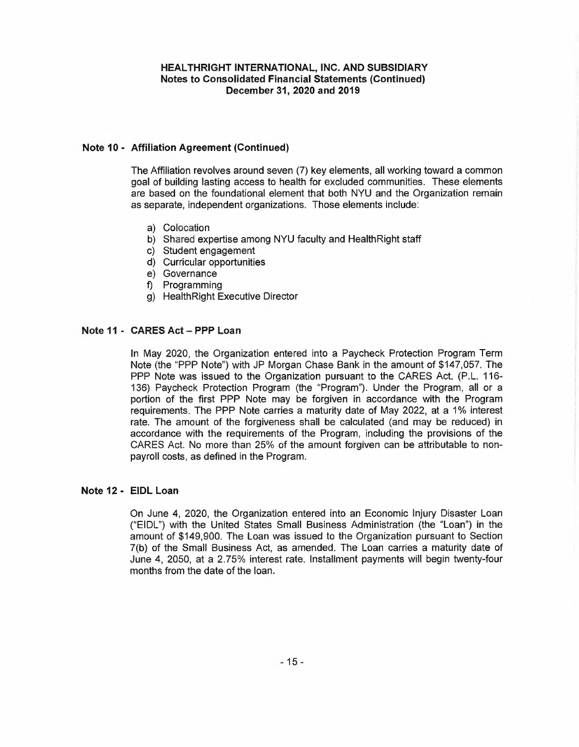# HEALTHRIGHT INTERNATIONAL, INC. AND SUBSIDIARY
## Notes to Consolidated Financial Statements (Continued)
## December 31, 2020 and 2019

### Note 10 - Affiliation Agreement (Continued)

The Affiliation revolves around seven (7) key elements, all working toward a common goal of building lasting access to health for excluded communities. These elements are based on the foundational element that both NYU and the Organization remain as separate, independent organizations. Those elements include:

a) Colocation
b) Shared expertise among NYU faculty and HealthRight staff
c) Student engagement
d) Curricular opportunities
e) Governance
f) Programming
g) HealthRight Executive Director

### Note 11 - CARES Act – PPP Loan

In May 2020, the Organization entered into a Paycheck Protection Program Term Note (the "PPP Note") with JP Morgan Chase Bank in the amount of $147,057. The PPP Note was issued to the Organization pursuant to the CARES Act. (P.L. 116-136) Paycheck Protection Program (the "Program"). Under the Program, all or a portion of the first PPP Note may be forgiven in accordance with the Program requirements. The PPP Note carries a maturity date of May 2022, at a 1% interest rate. The amount of the forgiveness shall be calculated (and may be reduced) in accordance with the requirements of the Program, including the provisions of the CARES Act. No more than 25% of the amount forgiven can be attributable to non-payroll costs, as defined in the Program.

### Note 12 - EIDL Loan

On June 4, 2020, the Organization entered into an Economic Injury Disaster Loan ("EIDL") with the United States Small Business Administration (the "Loan") in the amount of $149,900. The Loan was issued to the Organization pursuant to Section 7(b) of the Small Business Act, as amended. The Loan carries a maturity date of June 4, 2050, at a 2.75% interest rate. Installment payments will begin twenty-four months from the date of the loan.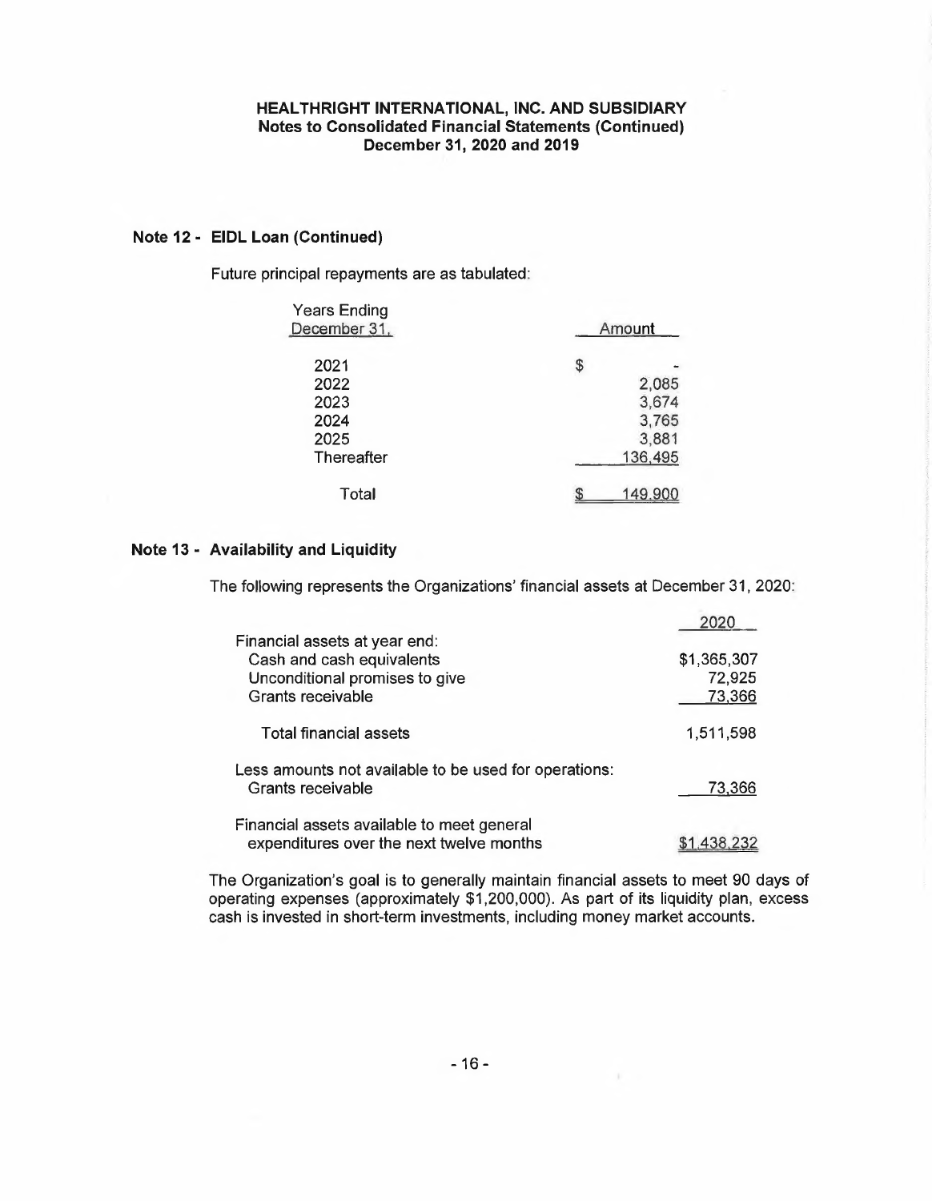## Note 12 - EIDL Loan (Continued)

Future principal repayments are as tabulated:

| Years Ending December 31, | Amount |
|---|---|
| 2021 | $ - |
| 2022 | 2,085 |
| 2023 | 3,674 |
| 2024 | 3,765 |
| 2025 | 3,881 |
| Thereafter | 136,495 |
| Total | $ 149,900 |

## Note 13 - Availability and Liquidity

The following represents the Organizations' financial assets at December 31, 2020:

| | 2020 |
|---|---|
| Financial assets at year end: | |
| Cash and cash equivalents | $1,365,307 |
| Unconditional promises to give | 72,925 |
| Grants receivable | 73,366 |
| Total financial assets | 1,511,598 |
| Less amounts not available to be used for operations: | |
| Grants receivable | 73,366 |
| Financial assets available to meet general expenditures over the next twelve months | $1,438,232 |

The Organization's goal is to generally maintain financial assets to meet 90 days of operating expenses (approximately $1,200,000). As part of its liquidity plan, excess cash is invested in short-term investments, including money market accounts.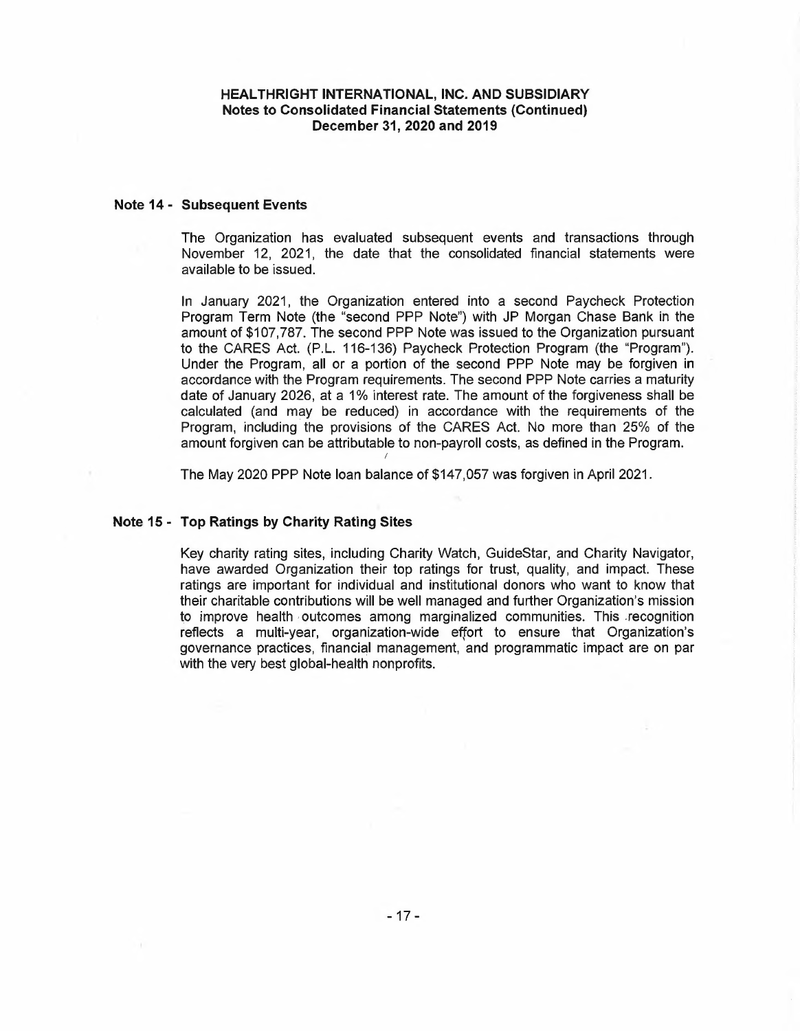# HEALTHRIGHT INTERNATIONAL, INC. AND SUBSIDIARY
## Notes to Consolidated Financial Statements (Continued)
## December 31, 2020 and 2019

### Note 14 - Subsequent Events

The Organization has evaluated subsequent events and transactions through November 12, 2021, the date that the consolidated financial statements were available to be issued.

In January 2021, the Organization entered into a second Paycheck Protection Program Term Note (the "second PPP Note") with JP Morgan Chase Bank in the amount of $107,787. The second PPP Note was issued to the Organization pursuant to the CARES Act. (P.L. 116-136) Paycheck Protection Program (the "Program"). Under the Program, all or a portion of the second PPP Note may be forgiven in accordance with the Program requirements. The second PPP Note carries a maturity date of January 2026, at a 1% interest rate. The amount of the forgiveness shall be calculated (and may be reduced) in accordance with the requirements of the Program, including the provisions of the CARES Act. No more than 25% of the amount forgiven can be attributable to non-payroll costs, as defined in the Program.

The May 2020 PPP Note loan balance of $147,057 was forgiven in April 2021.

### Note 15 - Top Ratings by Charity Rating Sites

Key charity rating sites, including Charity Watch, GuideStar, and Charity Navigator, have awarded Organization their top ratings for trust, quality, and impact. These ratings are important for individual and institutional donors who want to know that their charitable contributions will be well managed and further Organization's mission to improve health outcomes among marginalized communities. This recognition reflects a multi-year, organization-wide effort to ensure that Organization's governance practices, financial management, and programmatic impact are on par with the very best global-health nonprofits.